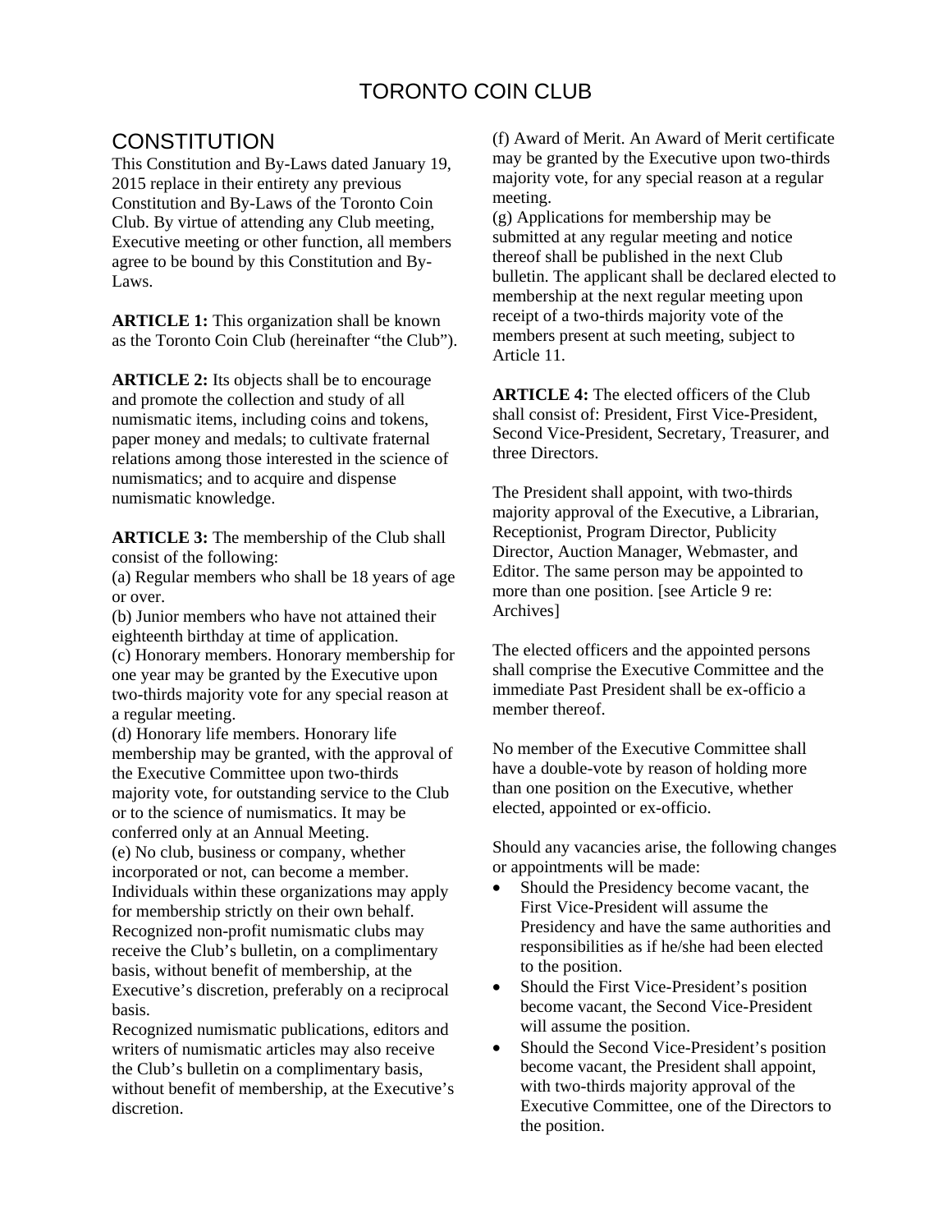# TORONTO COIN CLUB

## CONSTITUTION

This Constitution and By-Laws dated January 19, 2015 replace in their entirety any previous Constitution and By-Laws of the Toronto Coin Club. By virtue of attending any Club meeting, Executive meeting or other function, all members agree to be bound by this Constitution and By-Laws.

**ARTICLE 1:** This organization shall be known as the Toronto Coin Club (hereinafter "the Club").

**ARTICLE 2:** Its objects shall be to encourage and promote the collection and study of all numismatic items, including coins and tokens, paper money and medals; to cultivate fraternal relations among those interested in the science of numismatics; and to acquire and dispense numismatic knowledge.

**ARTICLE 3:** The membership of the Club shall consist of the following:

(a) Regular members who shall be 18 years of age or over.

(b) Junior members who have not attained their eighteenth birthday at time of application.

(c) Honorary members. Honorary membership for one year may be granted by the Executive upon two-thirds majority vote for any special reason at a regular meeting.

(d) Honorary life members. Honorary life membership may be granted, with the approval of the Executive Committee upon two-thirds majority vote, for outstanding service to the Club or to the science of numismatics. It may be conferred only at an Annual Meeting.

(e) No club, business or company, whether incorporated or not, can become a member. Individuals within these organizations may apply for membership strictly on their own behalf. Recognized non-profit numismatic clubs may receive the Club's bulletin, on a complimentary basis, without benefit of membership, at the Executive's discretion, preferably on a reciprocal basis.
Recognized numismatic publications, editors and writers of numismatic articles may also receive the Club's bulletin on a complimentary basis, without benefit of membership, at the Executive's discretion.

(f) Award of Merit. An Award of Merit certificate may be granted by the Executive upon two-thirds majority vote, for any special reason at a regular meeting.

(g) Applications for membership may be submitted at any regular meeting and notice thereof shall be published in the next Club bulletin. The applicant shall be declared elected to membership at the next regular meeting upon receipt of a two-thirds majority vote of the members present at such meeting, subject to Article 11.

**ARTICLE 4:** The elected officers of the Club shall consist of: President, First Vice-President, Second Vice-President, Secretary, Treasurer, and three Directors.

The President shall appoint, with two-thirds majority approval of the Executive, a Librarian, Receptionist, Program Director, Publicity Director, Auction Manager, Webmaster, and Editor. The same person may be appointed to more than one position. [see Article 9 re: Archives]

The elected officers and the appointed persons shall comprise the Executive Committee and the immediate Past President shall be ex-officio a member thereof.

No member of the Executive Committee shall have a double-vote by reason of holding more than one position on the Executive, whether elected, appointed or ex-officio.

Should any vacancies arise, the following changes or appointments will be made:

- Should the Presidency become vacant, the First Vice-President will assume the Presidency and have the same authorities and responsibilities as if he/she had been elected to the position.
- Should the First Vice-President's position become vacant, the Second Vice-President will assume the position.
- Should the Second Vice-President's position become vacant, the President shall appoint, with two-thirds majority approval of the Executive Committee, one of the Directors to the position.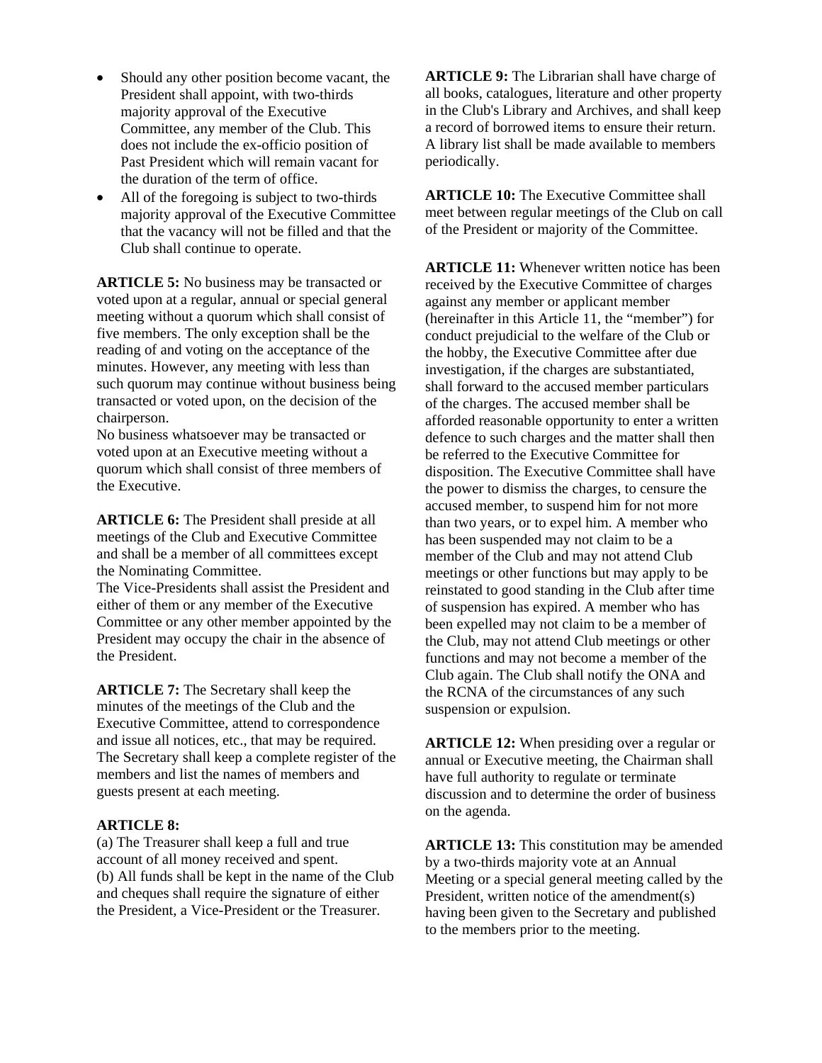- Should any other position become vacant, the President shall appoint, with two-thirds majority approval of the Executive Committee, any member of the Club. This does not include the ex-officio position of Past President which will remain vacant for the duration of the term of office.
- All of the foregoing is subject to two-thirds majority approval of the Executive Committee that the vacancy will not be filled and that the Club shall continue to operate.

**ARTICLE 5:** No business may be transacted or voted upon at a regular, annual or special general meeting without a quorum which shall consist of five members. The only exception shall be the reading of and voting on the acceptance of the minutes. However, any meeting with less than such quorum may continue without business being transacted or voted upon, on the decision of the chairperson.
No business whatsoever may be transacted or voted upon at an Executive meeting without a quorum which shall consist of three members of the Executive.

**ARTICLE 6:** The President shall preside at all meetings of the Club and Executive Committee and shall be a member of all committees except the Nominating Committee.
The Vice-Presidents shall assist the President and either of them or any member of the Executive Committee or any other member appointed by the President may occupy the chair in the absence of the President.

**ARTICLE 7:** The Secretary shall keep the minutes of the meetings of the Club and the Executive Committee, attend to correspondence and issue all notices, etc., that may be required. The Secretary shall keep a complete register of the members and list the names of members and guests present at each meeting.

**ARTICLE 8:**
(a) The Treasurer shall keep a full and true account of all money received and spent.
(b) All funds shall be kept in the name of the Club and cheques shall require the signature of either the President, a Vice-President or the Treasurer.

**ARTICLE 9:** The Librarian shall have charge of all books, catalogues, literature and other property in the Club's Library and Archives, and shall keep a record of borrowed items to ensure their return. A library list shall be made available to members periodically.

**ARTICLE 10:** The Executive Committee shall meet between regular meetings of the Club on call of the President or majority of the Committee.

**ARTICLE 11:** Whenever written notice has been received by the Executive Committee of charges against any member or applicant member (hereinafter in this Article 11, the "member") for conduct prejudicial to the welfare of the Club or the hobby, the Executive Committee after due investigation, if the charges are substantiated, shall forward to the accused member particulars of the charges. The accused member shall be afforded reasonable opportunity to enter a written defence to such charges and the matter shall then be referred to the Executive Committee for disposition. The Executive Committee shall have the power to dismiss the charges, to censure the accused member, to suspend him for not more than two years, or to expel him. A member who has been suspended may not claim to be a member of the Club and may not attend Club meetings or other functions but may apply to be reinstated to good standing in the Club after time of suspension has expired. A member who has been expelled may not claim to be a member of the Club, may not attend Club meetings or other functions and may not become a member of the Club again. The Club shall notify the ONA and the RCNA of the circumstances of any such suspension or expulsion.

**ARTICLE 12:** When presiding over a regular or annual or Executive meeting, the Chairman shall have full authority to regulate or terminate discussion and to determine the order of business on the agenda.

**ARTICLE 13:** This constitution may be amended by a two-thirds majority vote at an Annual Meeting or a special general meeting called by the President, written notice of the amendment(s) having been given to the Secretary and published to the members prior to the meeting.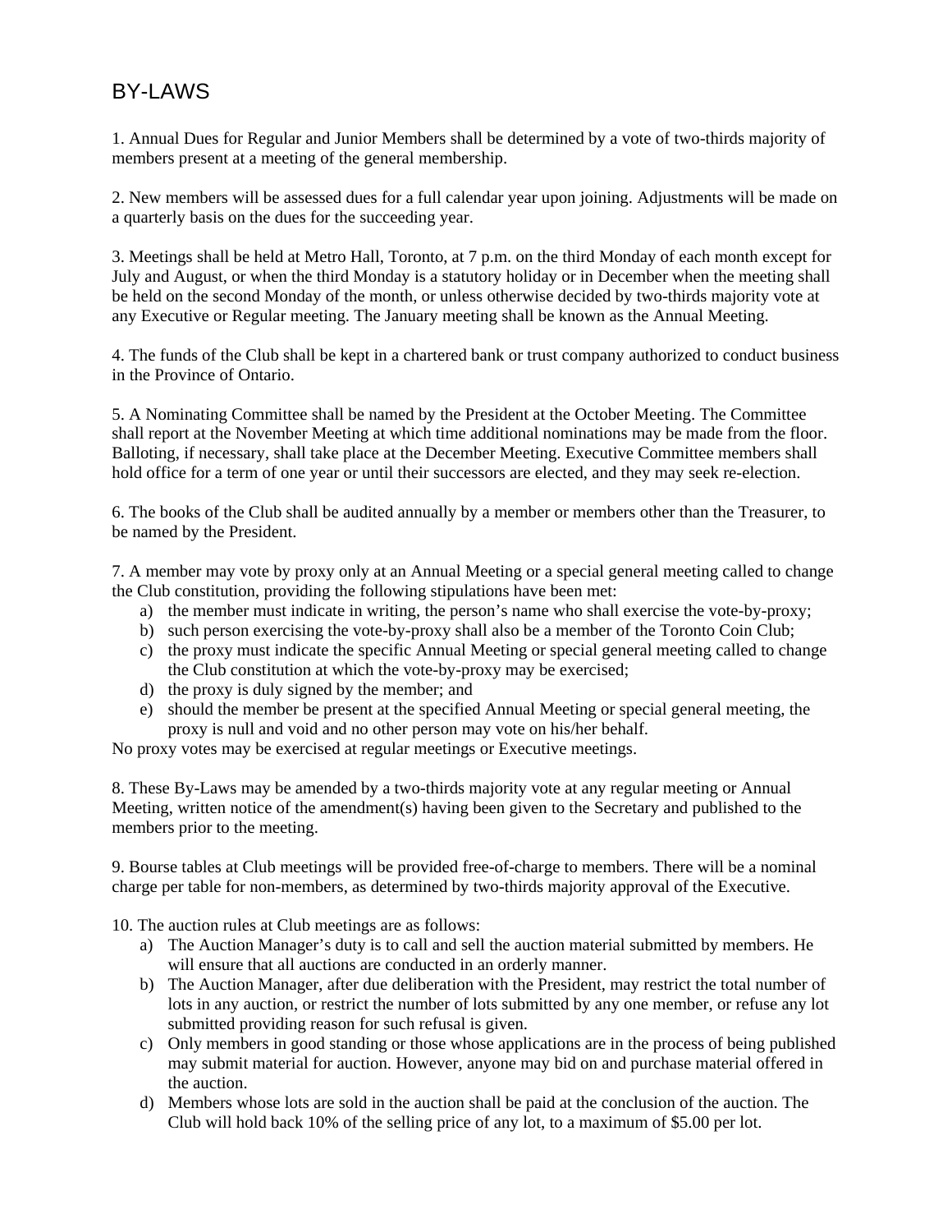# BY-LAWS

1. Annual Dues for Regular and Junior Members shall be determined by a vote of two-thirds majority of members present at a meeting of the general membership.

2. New members will be assessed dues for a full calendar year upon joining. Adjustments will be made on a quarterly basis on the dues for the succeeding year.

3. Meetings shall be held at Metro Hall, Toronto, at 7 p.m. on the third Monday of each month except for July and August, or when the third Monday is a statutory holiday or in December when the meeting shall be held on the second Monday of the month, or unless otherwise decided by two-thirds majority vote at any Executive or Regular meeting. The January meeting shall be known as the Annual Meeting.

4. The funds of the Club shall be kept in a chartered bank or trust company authorized to conduct business in the Province of Ontario.

5. A Nominating Committee shall be named by the President at the October Meeting. The Committee shall report at the November Meeting at which time additional nominations may be made from the floor. Balloting, if necessary, shall take place at the December Meeting. Executive Committee members shall hold office for a term of one year or until their successors are elected, and they may seek re-election.

6. The books of the Club shall be audited annually by a member or members other than the Treasurer, to be named by the President.

7. A member may vote by proxy only at an Annual Meeting or a special general meeting called to change the Club constitution, providing the following stipulations have been met:
   a) the member must indicate in writing, the person's name who shall exercise the vote-by-proxy;
   b) such person exercising the vote-by-proxy shall also be a member of the Toronto Coin Club;
   c) the proxy must indicate the specific Annual Meeting or special general meeting called to change the Club constitution at which the vote-by-proxy may be exercised;
   d) the proxy is duly signed by the member; and
   e) should the member be present at the specified Annual Meeting or special general meeting, the proxy is null and void and no other person may vote on his/her behalf.

No proxy votes may be exercised at regular meetings or Executive meetings.

8. These By-Laws may be amended by a two-thirds majority vote at any regular meeting or Annual Meeting, written notice of the amendment(s) having been given to the Secretary and published to the members prior to the meeting.

9. Bourse tables at Club meetings will be provided free-of-charge to members. There will be a nominal charge per table for non-members, as determined by two-thirds majority approval of the Executive.

10. The auction rules at Club meetings are as follows:
   a) The Auction Manager's duty is to call and sell the auction material submitted by members. He will ensure that all auctions are conducted in an orderly manner.
   b) The Auction Manager, after due deliberation with the President, may restrict the total number of lots in any auction, or restrict the number of lots submitted by any one member, or refuse any lot submitted providing reason for such refusal is given.
   c) Only members in good standing or those whose applications are in the process of being published may submit material for auction. However, anyone may bid on and purchase material offered in the auction.
   d) Members whose lots are sold in the auction shall be paid at the conclusion of the auction. The Club will hold back 10% of the selling price of any lot, to a maximum of $5.00 per lot.